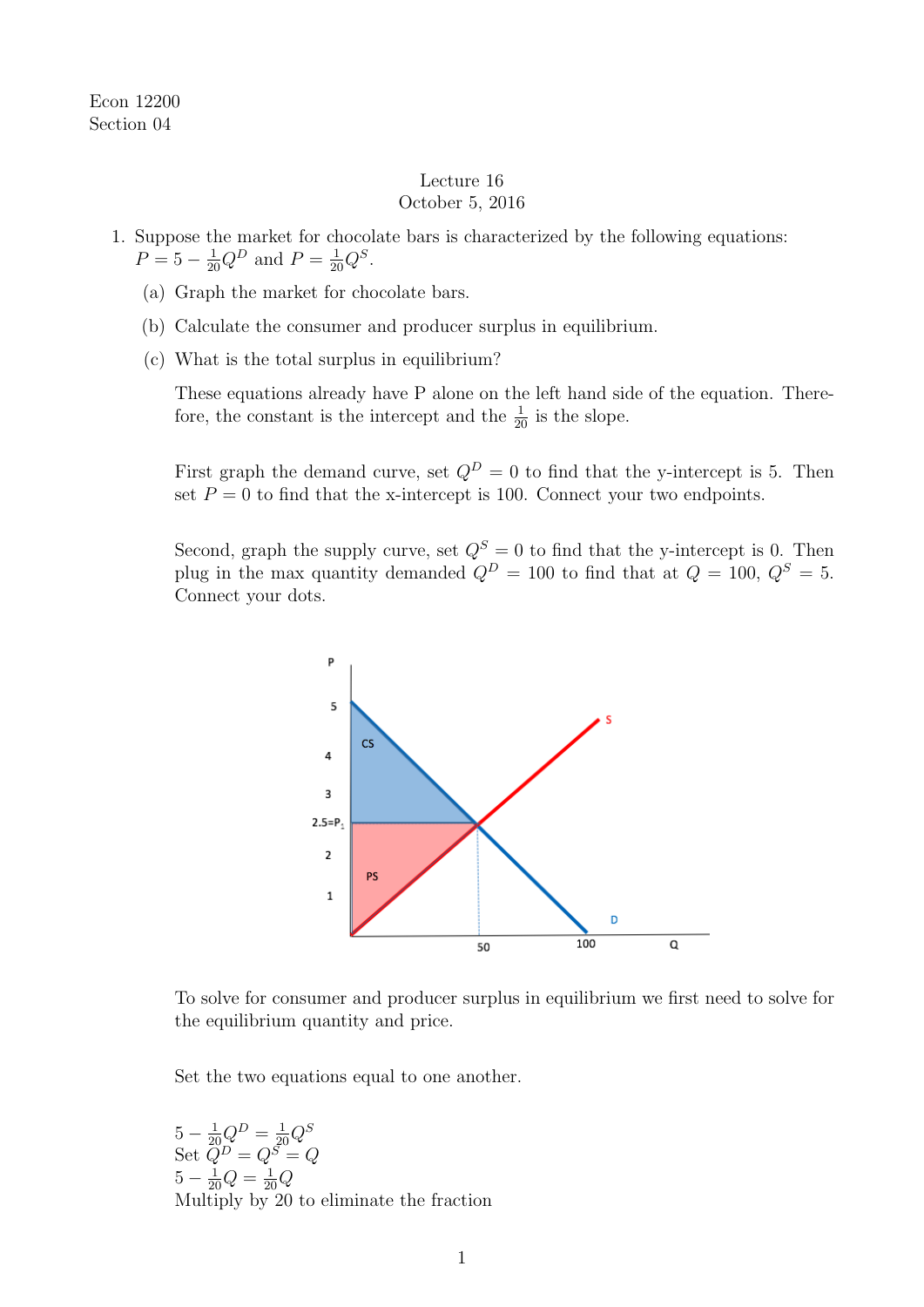Econ 12200
Section 04

Lecture 16
October 5, 2016

1. Suppose the market for chocolate bars is characterized by the following equations: $P = 5 - \frac{1}{20}Q^D$ and $P = \frac{1}{20}Q^S$.

   (a) Graph the market for chocolate bars.

   (b) Calculate the consumer and producer surplus in equilibrium.

   (c) What is the total surplus in equilibrium?

   These equations already have P alone on the left hand side of the equation. Therefore, the constant is the intercept and the $\frac{1}{20}$ is the slope.

   First graph the demand curve, set $Q^D = 0$ to find that the y-intercept is 5. Then set $P = 0$ to find that the x-intercept is 100. Connect your two endpoints.

   Second, graph the supply curve, set $Q^S = 0$ to find that the y-intercept is 0. Then plug in the max quantity demanded $Q^D = 100$ to find that at $Q = 100$, $Q^S = 5$. Connect your dots.

   To solve for consumer and producer surplus in equilibrium we first need to solve for the equilibrium quantity and price.

   Set the two equations equal to one another.

   $5 - \frac{1}{20}Q^D = \frac{1}{20}Q^S$
   Set $Q^D = Q^S = Q$
   $5 - \frac{1}{20}Q = \frac{1}{20}Q$
   Multiply by 20 to eliminate the fraction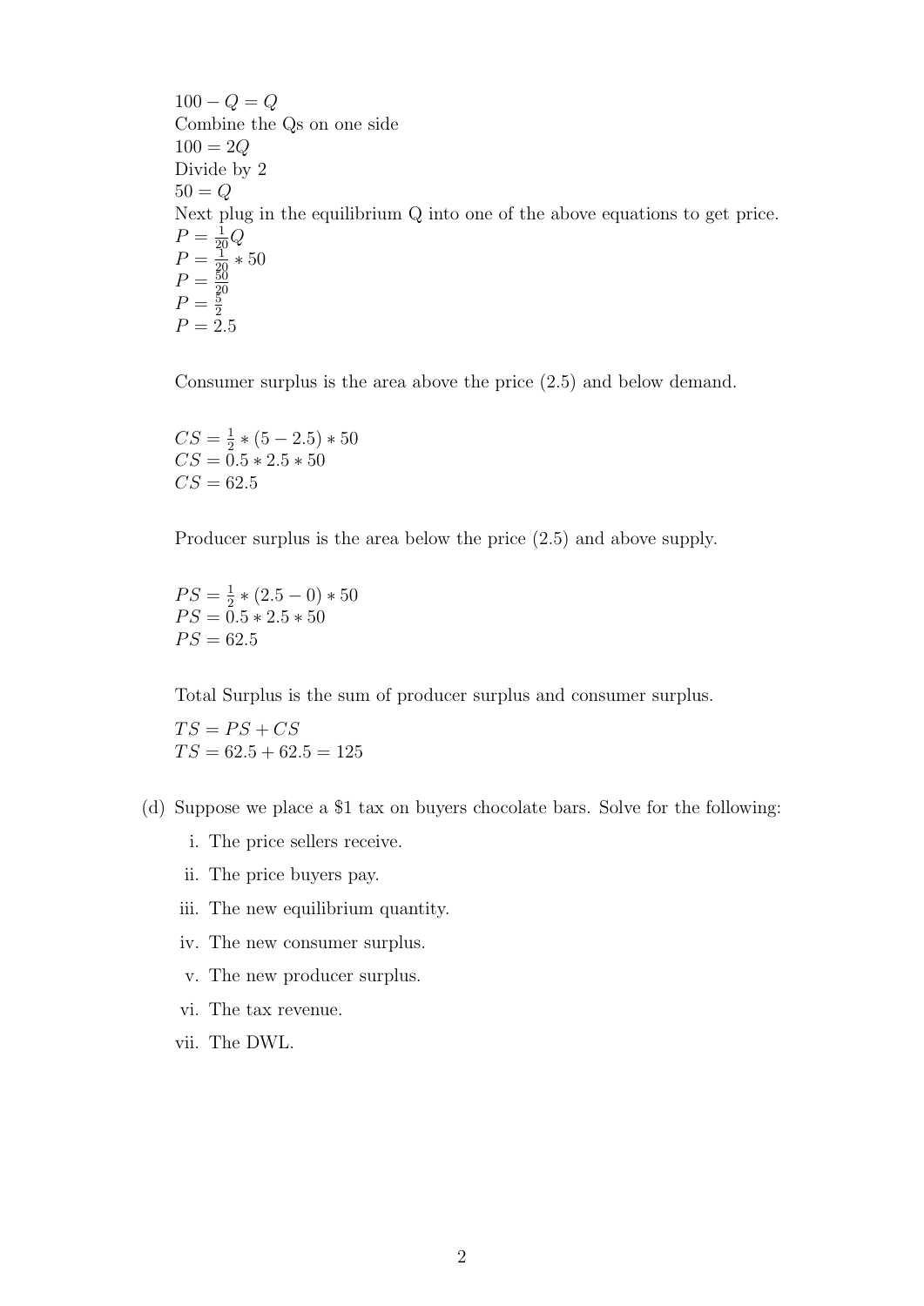$100 - Q = Q$
Combine the Qs on one side
$100 = 2Q$
Divide by 2
$50 = Q$
Next plug in the equilibrium Q into one of the above equations to get price.
$P = \frac{1}{20}Q$
$P = \frac{1}{20} * 50$
$P = \frac{50}{20}$
$P = \frac{5}{2}$
$P = 2.5$

Consumer surplus is the area above the price (2.5) and below demand.

$CS = \frac{1}{2} * (5 - 2.5) * 50$
$CS = 0.5 * 2.5 * 50$
$CS = 62.5$

Producer surplus is the area below the price (2.5) and above supply.

$PS = \frac{1}{2} * (2.5 - 0) * 50$
$PS = 0.5 * 2.5 * 50$
$PS = 62.5$

Total Surplus is the sum of producer surplus and consumer surplus.

$TS = PS + CS$
$TS = 62.5 + 62.5 = 125$

(d) Suppose we place a $1 tax on buyers chocolate bars. Solve for the following:

i. The price sellers receive.

ii. The price buyers pay.

iii. The new equilibrium quantity.

iv. The new consumer surplus.

v. The new producer surplus.

vi. The tax revenue.

vii. The DWL.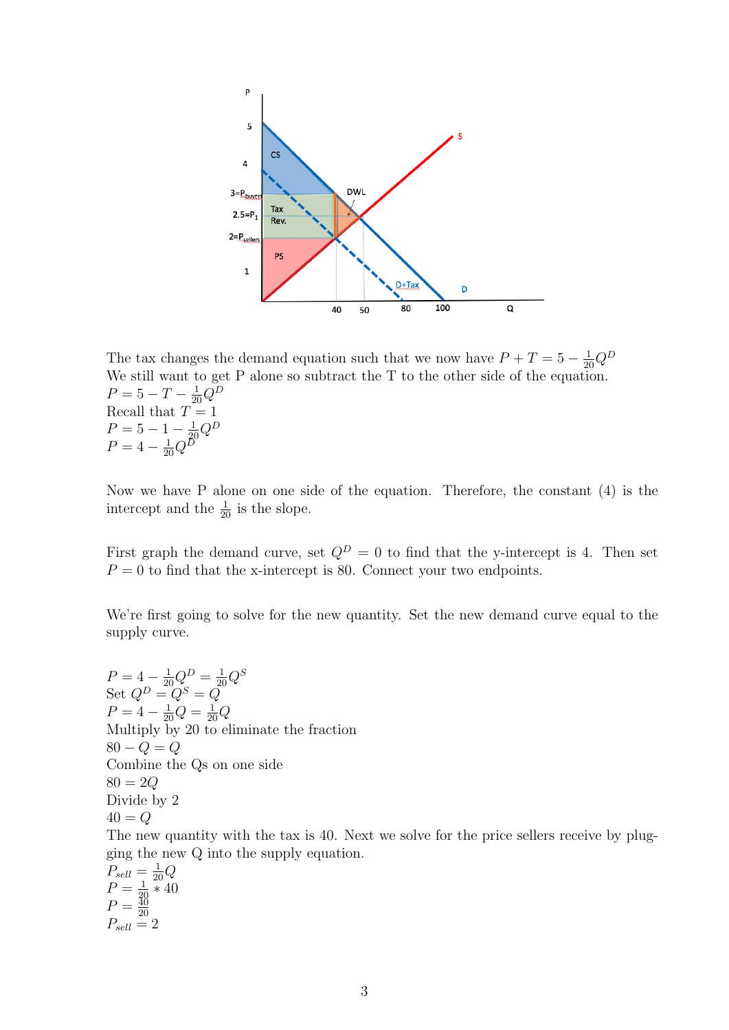The tax changes the demand equation such that we now have $P + T = 5 - \frac{1}{20}Q^D$
We still want to get P alone so subtract the T to the other side of the equation.
$P = 5 - T - \frac{1}{20}Q^D$
Recall that $T = 1$
$P = 5 - 1 - \frac{1}{20}Q^D$
$P = 4 - \frac{1}{20}Q^D$

Now we have P alone on one side of the equation. Therefore, the constant (4) is the intercept and the $\frac{1}{20}$ is the slope.

First graph the demand curve, set $Q^D = 0$ to find that the y-intercept is 4. Then set $P = 0$ to find that the x-intercept is 80. Connect your two endpoints.

We're first going to solve for the new quantity. Set the new demand curve equal to the supply curve.

$P = 4 - \frac{1}{20}Q^D = \frac{1}{20}Q^S$
Set $Q^D = Q^S = Q$
$P = 4 - \frac{1}{20}Q = \frac{1}{20}Q$
Multiply by 20 to eliminate the fraction
$80 - Q = Q$
Combine the Qs on one side
$80 = 2Q$
Divide by 2
$40 = Q$
The new quantity with the tax is 40. Next we solve for the price sellers receive by plugging the new Q into the supply equation.
$P_{sell} = \frac{1}{20}Q$
$P = \frac{1}{20} * 40$
$P = \frac{40}{20}$
$P_{sell} = 2$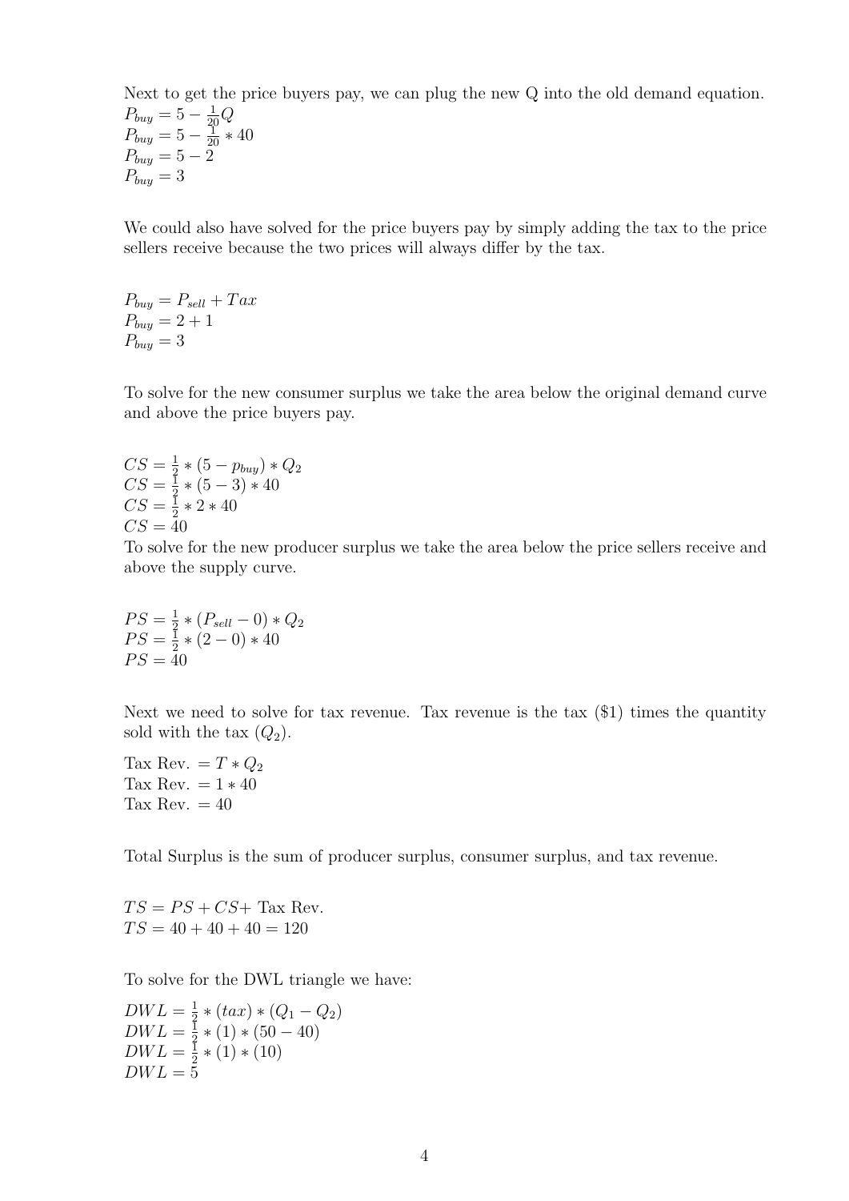Next to get the price buyers pay, we can plug the new Q into the old demand equation.

$P_{buy} = 5 - \frac{1}{20}Q$
$P_{buy} = 5 - \frac{1}{20} * 40$
$P_{buy} = 5 - 2$
$P_{buy} = 3$

We could also have solved for the price buyers pay by simply adding the tax to the price sellers receive because the two prices will always differ by the tax.

$P_{buy} = P_{sell} + Tax$
$P_{buy} = 2 + 1$
$P_{buy} = 3$

To solve for the new consumer surplus we take the area below the original demand curve and above the price buyers pay.

$CS = \frac{1}{2} * (5 - p_{buy}) * Q_2$
$CS = \frac{1}{2} * (5 - 3) * 40$
$CS = \frac{1}{2} * 2 * 40$
$CS = 40$

To solve for the new producer surplus we take the area below the price sellers receive and above the supply curve.

$PS = \frac{1}{2} * (P_{sell} - 0) * Q_2$
$PS = \frac{1}{2} * (2 - 0) * 40$
$PS = 40$

Next we need to solve for tax revenue. Tax revenue is the tax ($1) times the quantity sold with the tax ($Q_2$).

Tax Rev. $= T * Q_2$
Tax Rev. $= 1 * 40$
Tax Rev. $= 40$

Total Surplus is the sum of producer surplus, consumer surplus, and tax revenue.

$TS = PS + CS +$ Tax Rev.
$TS = 40 + 40 + 40 = 120$

To solve for the DWL triangle we have:

$DWL = \frac{1}{2} * (tax) * (Q_1 - Q_2)$
$DWL = \frac{1}{2} * (1) * (50 - 40)$
$DWL = \frac{1}{2} * (1) * (10)$
$DWL = 5$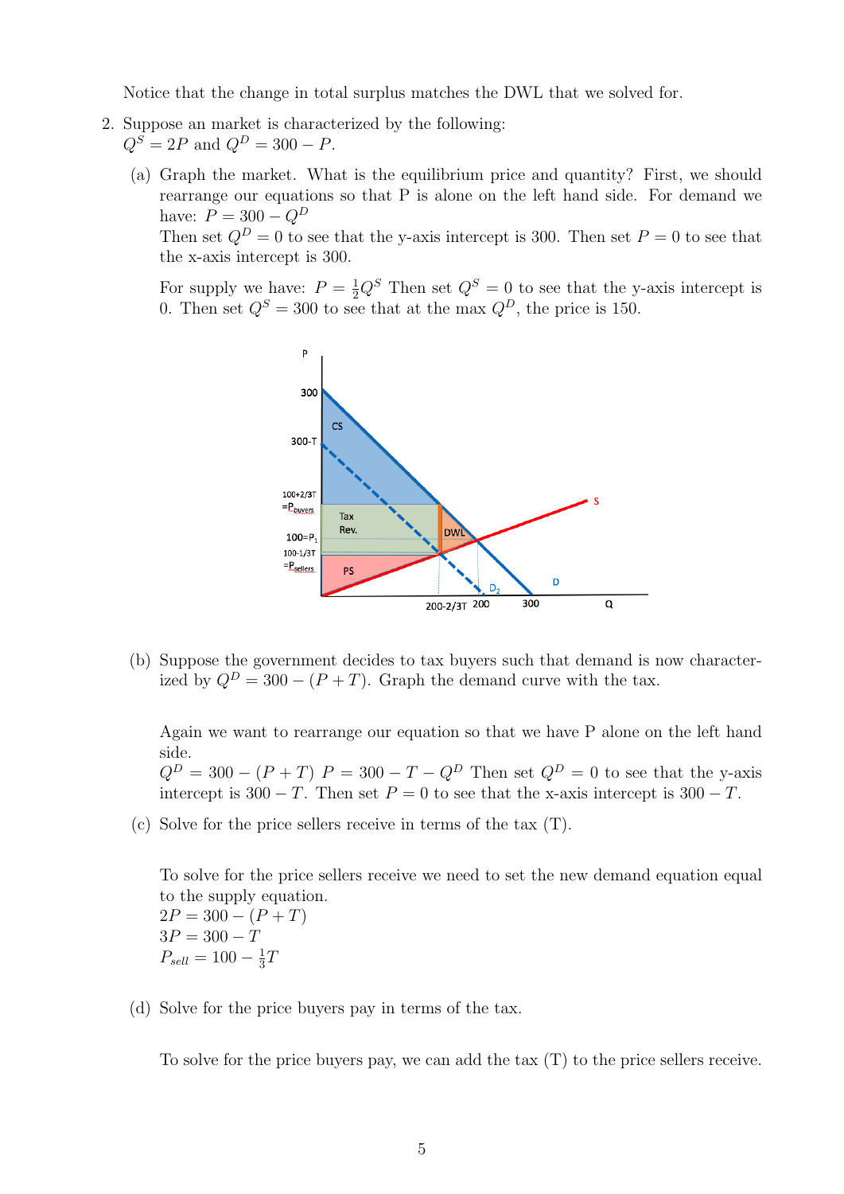Notice that the change in total surplus matches the DWL that we solved for.

2. Suppose an market is characterized by the following:
   $Q^S = 2P$ and $Q^D = 300 - P$.

   (a) Graph the market. What is the equilibrium price and quantity? First, we should rearrange our equations so that P is alone on the left hand side. For demand we have: $P = 300 - Q^D$

   Then set $Q^D = 0$ to see that the y-axis intercept is 300. Then set $P = 0$ to see that the x-axis intercept is 300.

   For supply we have: $P = \frac{1}{2}Q^S$ Then set $Q^S = 0$ to see that the y-axis intercept is 0. Then set $Q^S = 300$ to see that at the max $Q^D$, the price is 150.

   (b) Suppose the government decides to tax buyers such that demand is now characterized by $Q^D = 300 - (P + T)$. Graph the demand curve with the tax.

   Again we want to rearrange our equation so that we have P alone on the left hand side.
   $Q^D = 300 - (P + T)$ $P = 300 - T - Q^D$ Then set $Q^D = 0$ to see that the y-axis intercept is $300 - T$. Then set $P = 0$ to see that the x-axis intercept is $300 - T$.

   (c) Solve for the price sellers receive in terms of the tax (T).

   To solve for the price sellers receive we need to set the new demand equation equal to the supply equation.
   $2P = 300 - (P + T)$
   $3P = 300 - T$
   $P_{sell} = 100 - \frac{1}{3}T$

   (d) Solve for the price buyers pay in terms of the tax.

   To solve for the price buyers pay, we can add the tax (T) to the price sellers receive.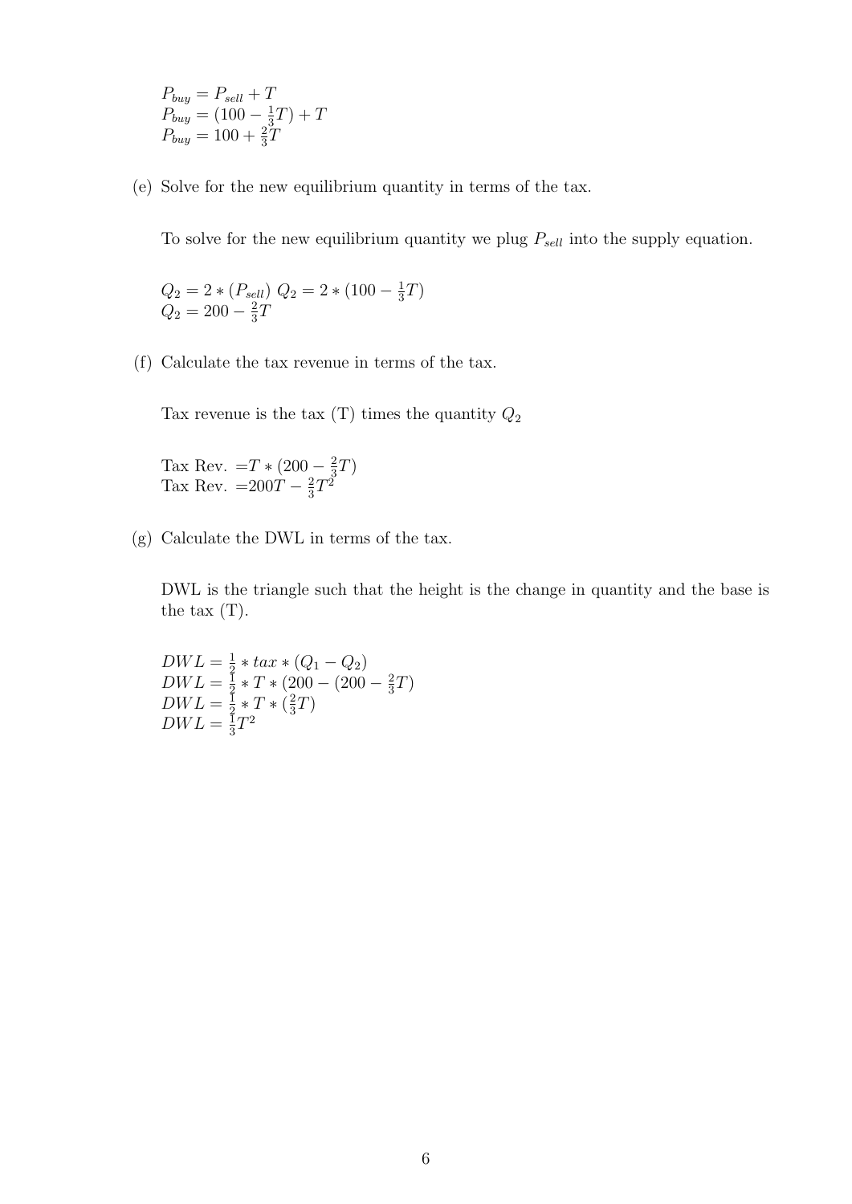$P_{buy} = P_{sell} + T$
$P_{buy} = (100 - \frac{1}{3}T) + T$
$P_{buy} = 100 + \frac{2}{3}T$

(e) Solve for the new equilibrium quantity in terms of the tax.

To solve for the new equilibrium quantity we plug $P_{sell}$ into the supply equation.

$Q_2 = 2 * (P_{sell})$ $Q_2 = 2 * (100 - \frac{1}{3}T)$
$Q_2 = 200 - \frac{2}{3}T$

(f) Calculate the tax revenue in terms of the tax.

Tax revenue is the tax (T) times the quantity $Q_2$

Tax Rev. $= T * (200 - \frac{2}{3}T)$
Tax Rev. $= 200T - \frac{2}{3}T^2$

(g) Calculate the DWL in terms of the tax.

DWL is the triangle such that the height is the change in quantity and the base is the tax (T).

$DWL = \frac{1}{2} * tax * (Q_1 - Q_2)$
$DWL = \frac{1}{2} * T * (200 - (200 - \frac{2}{3}T)$
$DWL = \frac{1}{2} * T * (\frac{2}{3}T)$
$DWL = \frac{1}{3}T^2$